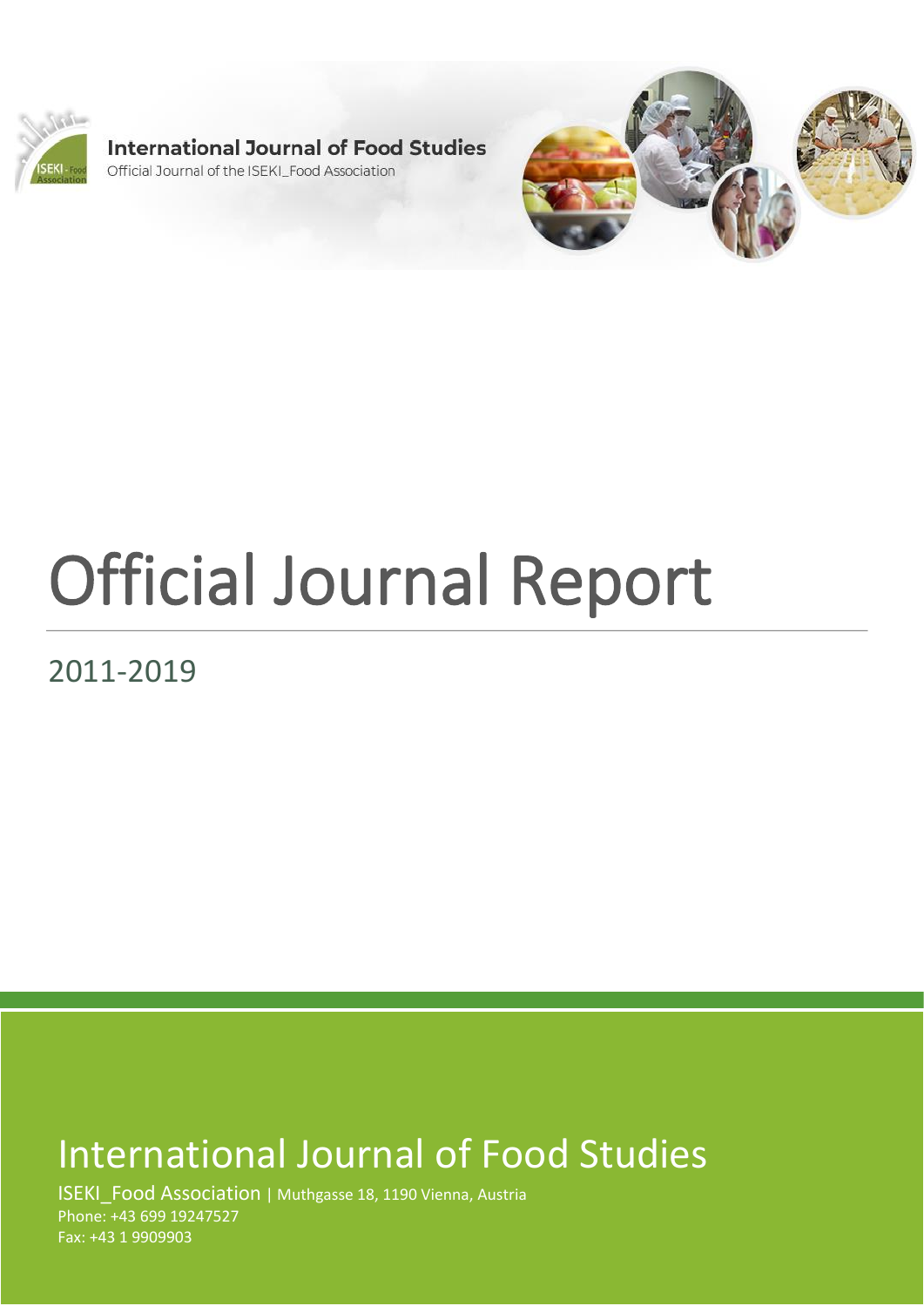**International Journal of Food Studies**

Official Journal of the ISEKI_Food Association

# Official Journal Report

## 2011-2019

## International Journal of Food Studies

ISEKI_Food Association | Muthgasse 18, 1190 Vienna, Austria

Phone: +43 699 19247527

Fax: +43 1 9909903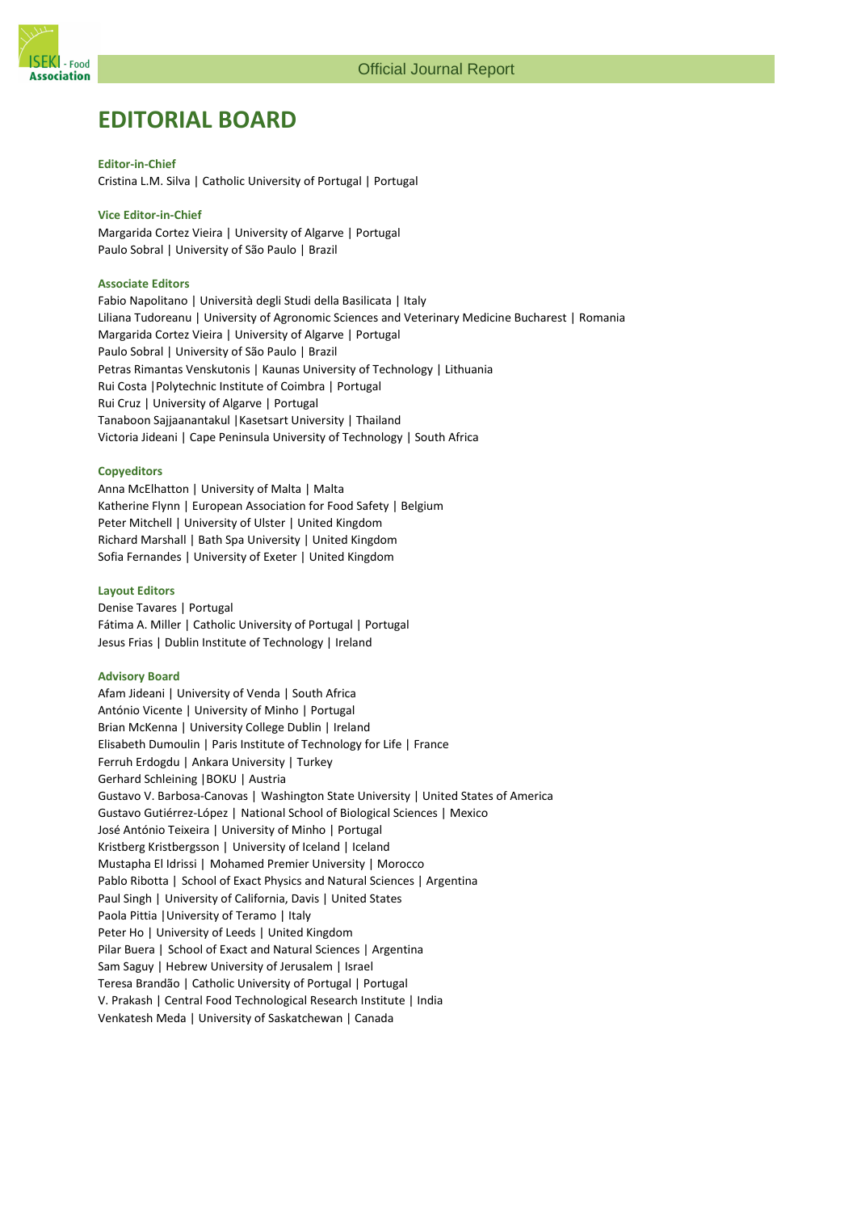# EDITORIAL BOARD

**Editor-in-Chief**

Cristina L.M. Silva | Catholic University of Portugal | Portugal

**Vice Editor-in-Chief**

Margarida Cortez Vieira | University of Algarve | Portugal
Paulo Sobral | University of São Paulo | Brazil

**Associate Editors**

Fabio Napolitano | Università degli Studi della Basilicata | Italy
Liliana Tudoreanu | University of Agronomic Sciences and Veterinary Medicine Bucharest | Romania
Margarida Cortez Vieira | University of Algarve | Portugal
Paulo Sobral | University of São Paulo | Brazil
Petras Rimantas Venskutonis | Kaunas University of Technology | Lithuania
Rui Costa |Polytechnic Institute of Coimbra | Portugal
Rui Cruz | University of Algarve | Portugal
Tanaboon Sajjaanantakul |Kasetsart University | Thailand
Victoria Jideani | Cape Peninsula University of Technology | South Africa

**Copyeditors**

Anna McElhatton | University of Malta | Malta
Katherine Flynn | European Association for Food Safety | Belgium
Peter Mitchell | University of Ulster | United Kingdom
Richard Marshall | Bath Spa University | United Kingdom
Sofia Fernandes | University of Exeter | United Kingdom

**Layout Editors**

Denise Tavares | Portugal
Fátima A. Miller | Catholic University of Portugal | Portugal
Jesus Frias | Dublin Institute of Technology | Ireland

**Advisory Board**

Afam Jideani | University of Venda | South Africa
António Vicente | University of Minho | Portugal
Brian McKenna | University College Dublin | Ireland
Elisabeth Dumoulin | Paris Institute of Technology for Life | France
Ferruh Erdogdu | Ankara University | Turkey
Gerhard Schleining |BOKU | Austria
Gustavo V. Barbosa-Canovas | Washington State University | United States of America
Gustavo Gutiérrez-López | National School of Biological Sciences | Mexico
José António Teixeira | University of Minho | Portugal
Kristberg Kristbergsson | University of Iceland | Iceland
Mustapha El Idrissi | Mohamed Premier University | Morocco
Pablo Ribotta | School of Exact Physics and Natural Sciences | Argentina
Paul Singh | University of California, Davis | United States
Paola Pittia |University of Teramo | Italy
Peter Ho | University of Leeds | United Kingdom
Pilar Buera | School of Exact and Natural Sciences | Argentina
Sam Saguy | Hebrew University of Jerusalem | Israel
Teresa Brandão | Catholic University of Portugal | Portugal
V. Prakash | Central Food Technological Research Institute | India
Venkatesh Meda | University of Saskatchewan | Canada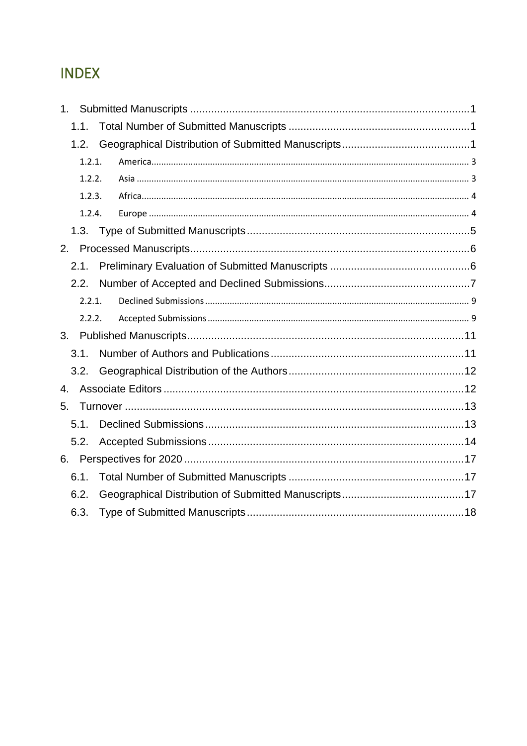# INDEX

1. Submitted Manuscripts ........ 1
   - 1.1. Total Number of Submitted Manuscripts ........ 1
   - 1.2. Geographical Distribution of Submitted Manuscripts ........ 1
     - 1.2.1. America ........ 3
     - 1.2.2. Asia ........ 3
     - 1.2.3. Africa ........ 4
     - 1.2.4. Europe ........ 4
   - 1.3. Type of Submitted Manuscripts ........ 5
2. Processed Manuscripts ........ 6
   - 2.1. Preliminary Evaluation of Submitted Manuscripts ........ 6
   - 2.2. Number of Accepted and Declined Submissions ........ 7
     - 2.2.1. Declined Submissions ........ 9
     - 2.2.2. Accepted Submissions ........ 9
3. Published Manuscripts ........ 11
   - 3.1. Number of Authors and Publications ........ 11
   - 3.2. Geographical Distribution of the Authors ........ 12
4. Associate Editors ........ 12
5. Turnover ........ 13
   - 5.1. Declined Submissions ........ 13
   - 5.2. Accepted Submissions ........ 14
6. Perspectives for 2020 ........ 17
   - 6.1. Total Number of Submitted Manuscripts ........ 17
   - 6.2. Geographical Distribution of Submitted Manuscripts ........ 17
   - 6.3. Type of Submitted Manuscripts ........ 18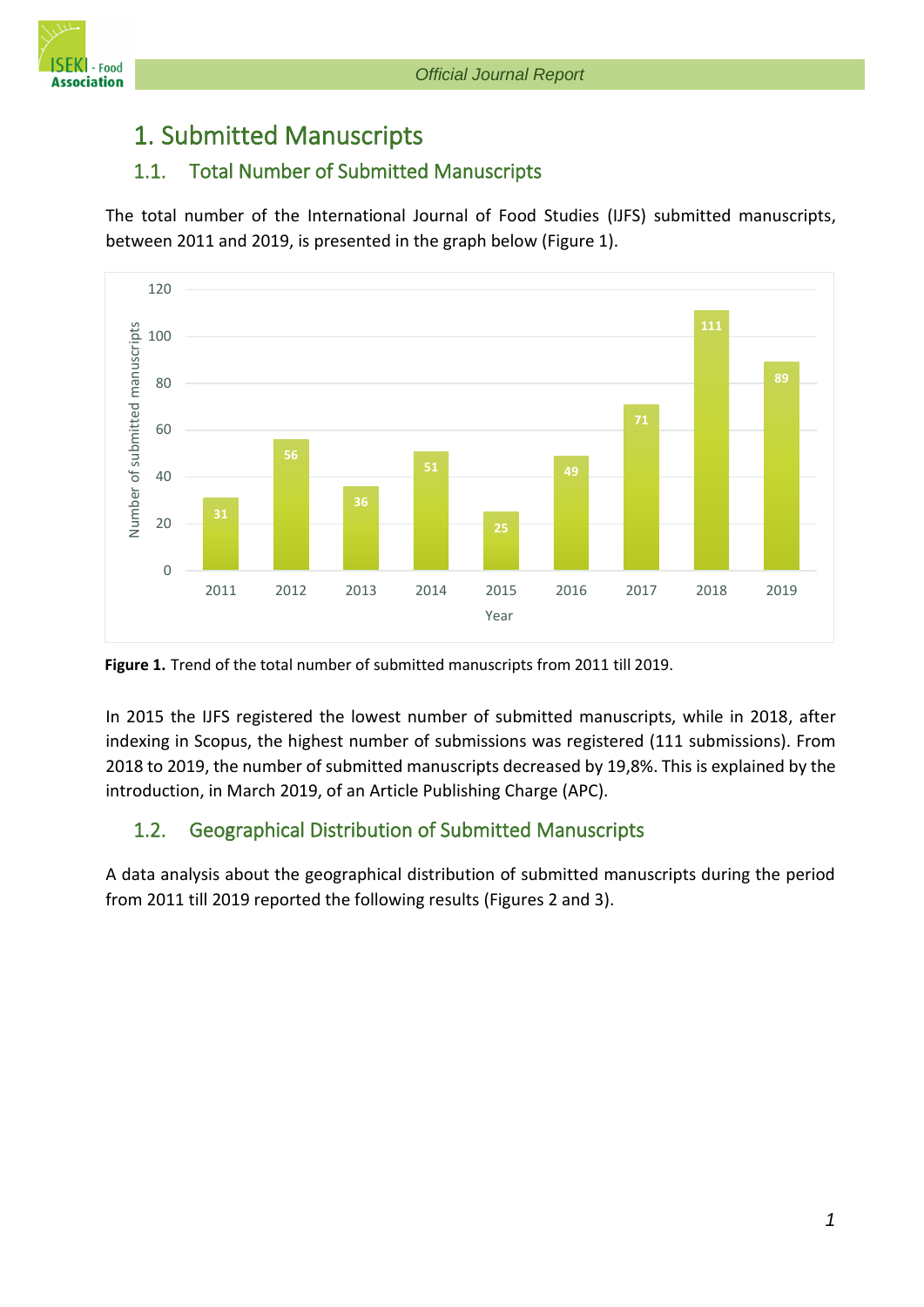# 1. Submitted Manuscripts

## 1.1. Total Number of Submitted Manuscripts

The total number of the International Journal of Food Studies (IJFS) submitted manuscripts, between 2011 and 2019, is presented in the graph below (Figure 1).

| Year | Number of submitted manuscripts |
|---|---|
| 2011 | 31 |
| 2012 | 56 |
| 2013 | 36 |
| 2014 | 51 |
| 2015 | 25 |
| 2016 | 49 |
| 2017 | 71 |
| 2018 | 111 |
| 2019 | 89 |

**Figure 1.** Trend of the total number of submitted manuscripts from 2011 till 2019.

In 2015 the IJFS registered the lowest number of submitted manuscripts, while in 2018, after indexing in Scopus, the highest number of submissions was registered (111 submissions). From 2018 to 2019, the number of submitted manuscripts decreased by 19,8%. This is explained by the introduction, in March 2019, of an Article Publishing Charge (APC).

## 1.2. Geographical Distribution of Submitted Manuscripts

A data analysis about the geographical distribution of submitted manuscripts during the period from 2011 till 2019 reported the following results (Figures 2 and 3).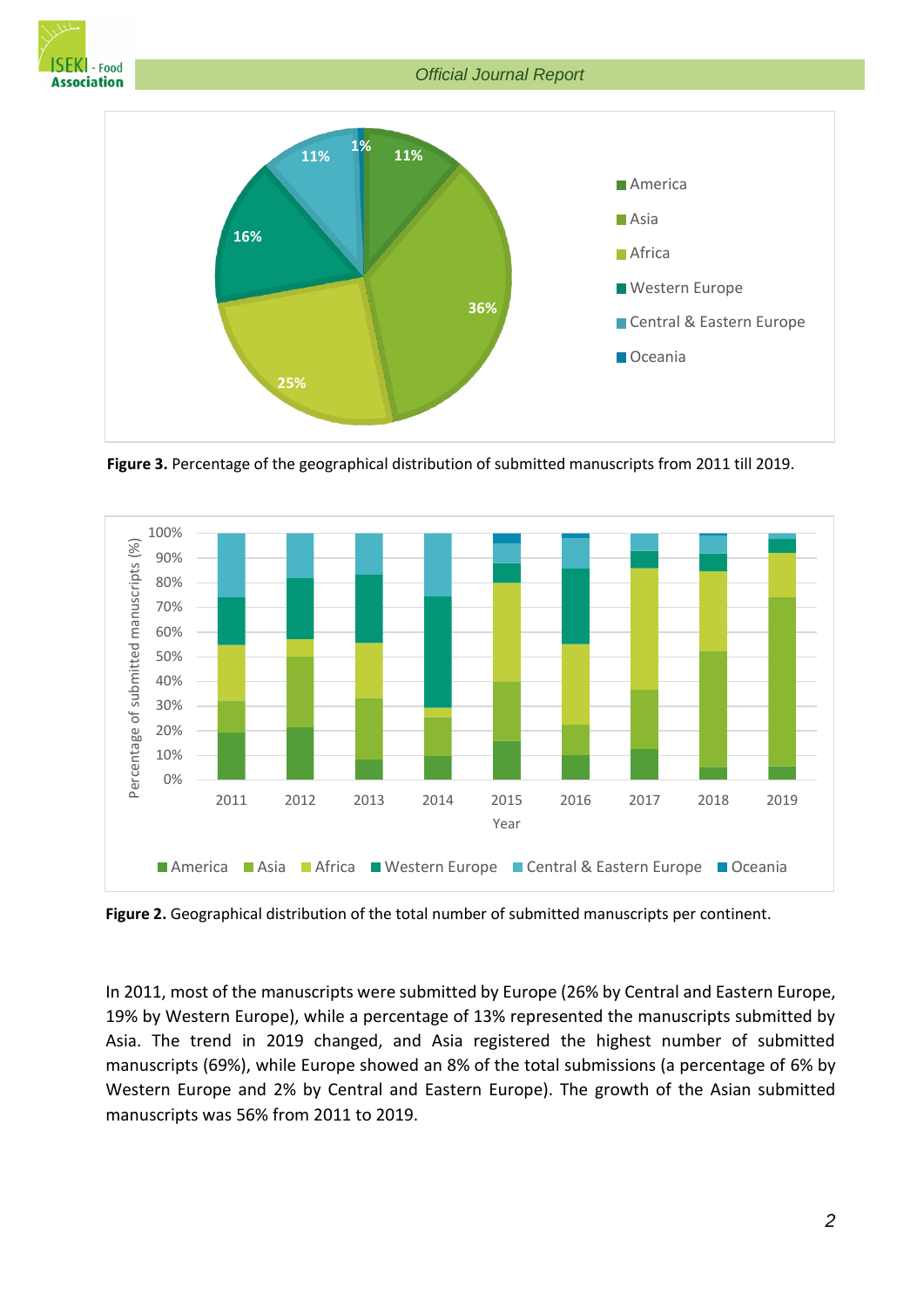**Figure 3.** Percentage of the geographical distribution of submitted manuscripts from 2011 till 2019.

**Figure 2.** Geographical distribution of the total number of submitted manuscripts per continent.

In 2011, most of the manuscripts were submitted by Europe (26% by Central and Eastern Europe, 19% by Western Europe), while a percentage of 13% represented the manuscripts submitted by Asia. The trend in 2019 changed, and Asia registered the highest number of submitted manuscripts (69%), while Europe showed an 8% of the total submissions (a percentage of 6% by Western Europe and 2% by Central and Eastern Europe). The growth of the Asian submitted manuscripts was 56% from 2011 to 2019.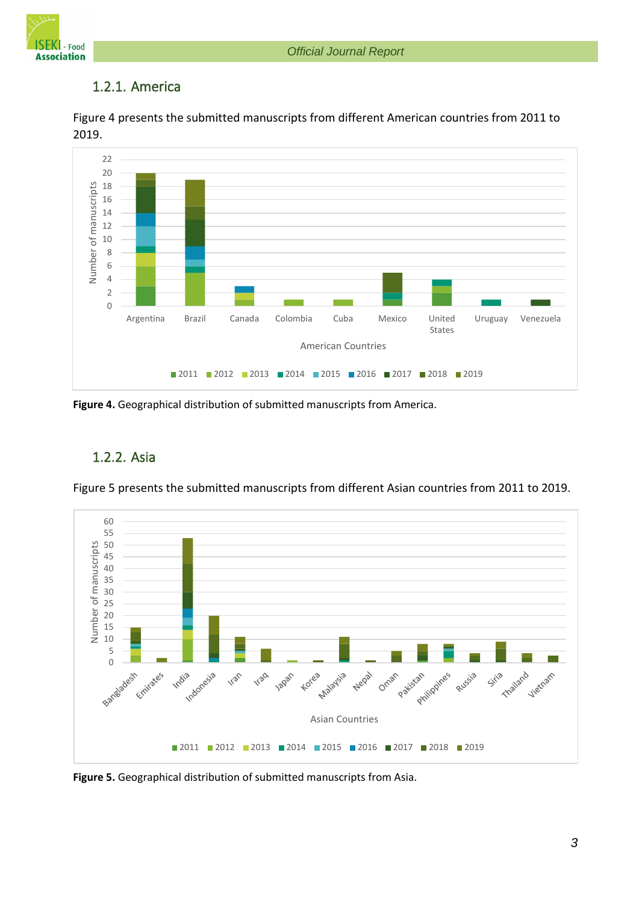### 1.2.1. America

Figure 4 presents the submitted manuscripts from different American countries from 2011 to 2019.

**Figure 4.** Geographical distribution of submitted manuscripts from America.

### 1.2.2. Asia

Figure 5 presents the submitted manuscripts from different Asian countries from 2011 to 2019.

**Figure 5.** Geographical distribution of submitted manuscripts from Asia.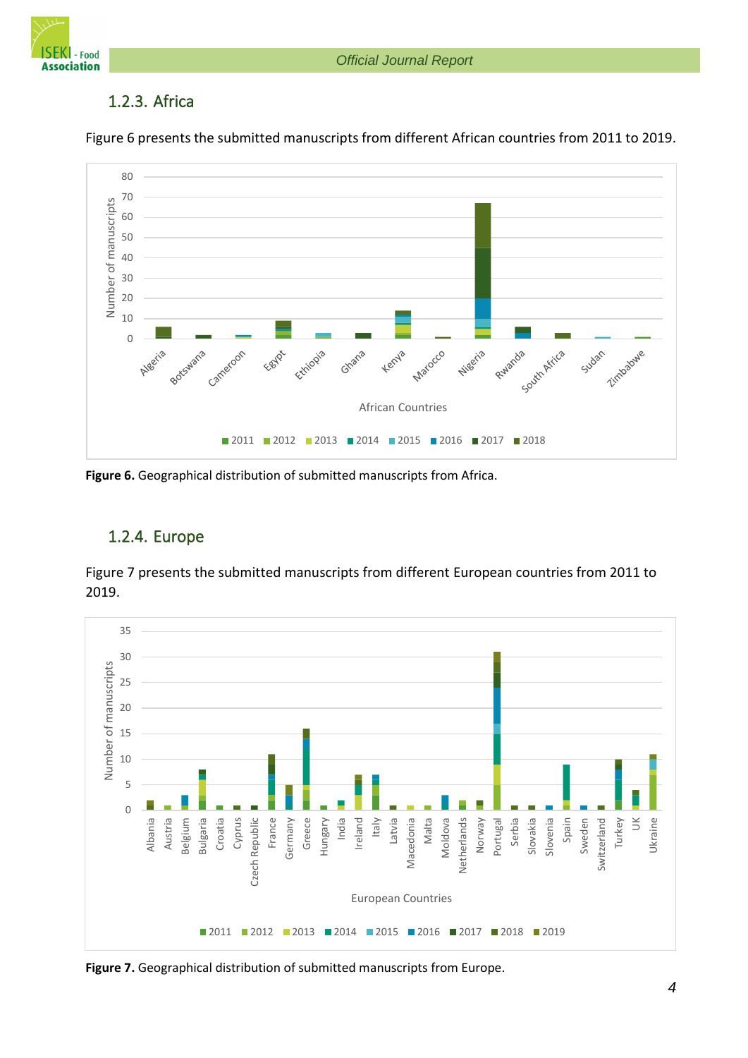### 1.2.3. Africa

Figure 6 presents the submitted manuscripts from different African countries from 2011 to 2019.

**Figure 6.** Geographical distribution of submitted manuscripts from Africa.

### 1.2.4. Europe

Figure 7 presents the submitted manuscripts from different European countries from 2011 to 2019.

**Figure 7.** Geographical distribution of submitted manuscripts from Europe.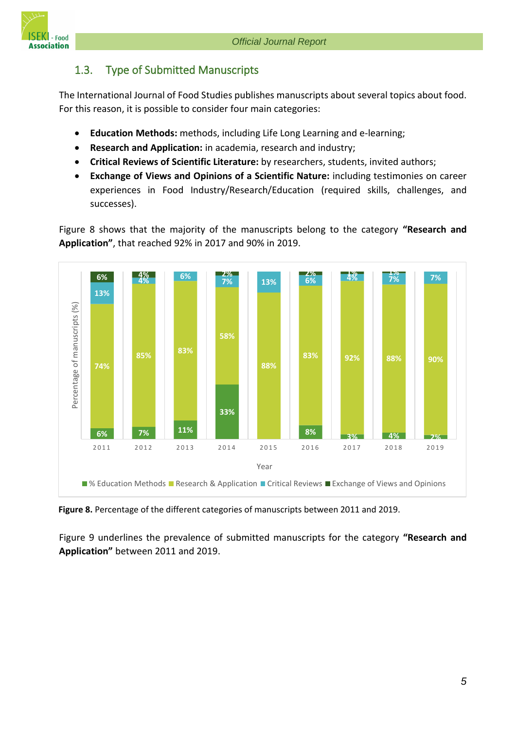## 1.3. Type of Submitted Manuscripts

The International Journal of Food Studies publishes manuscripts about several topics about food. For this reason, it is possible to consider four main categories:

- **Education Methods:** methods, including Life Long Learning and e-learning;
- **Research and Application:** in academia, research and industry;
- **Critical Reviews of Scientific Literature:** by researchers, students, invited authors;
- **Exchange of Views and Opinions of a Scientific Nature:** including testimonies on career experiences in Food Industry/Research/Education (required skills, challenges, and successes).

Figure 8 shows that the majority of the manuscripts belong to the category **"Research and Application"**, that reached 92% in 2017 and 90% in 2019.

**Figure 8.** Percentage of the different categories of manuscripts between 2011 and 2019.

Figure 9 underlines the prevalence of submitted manuscripts for the category **"Research and Application"** between 2011 and 2019.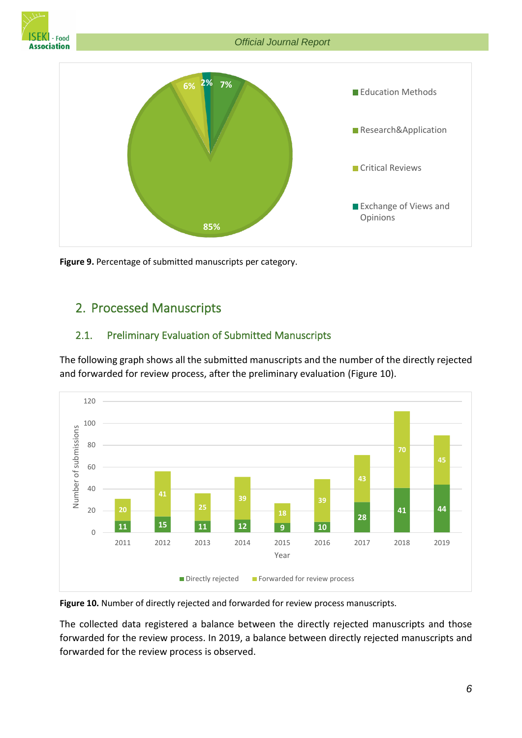Figure 9. Percentage of submitted manuscripts per category.

## 2. Processed Manuscripts

### 2.1. Preliminary Evaluation of Submitted Manuscripts

The following graph shows all the submitted manuscripts and the number of the directly rejected and forwarded for review process, after the preliminary evaluation (Figure 10).

**Figure 10.** Number of directly rejected and forwarded for review process manuscripts.

The collected data registered a balance between the directly rejected manuscripts and those forwarded for the review process. In 2019, a balance between directly rejected manuscripts and forwarded for the review process is observed.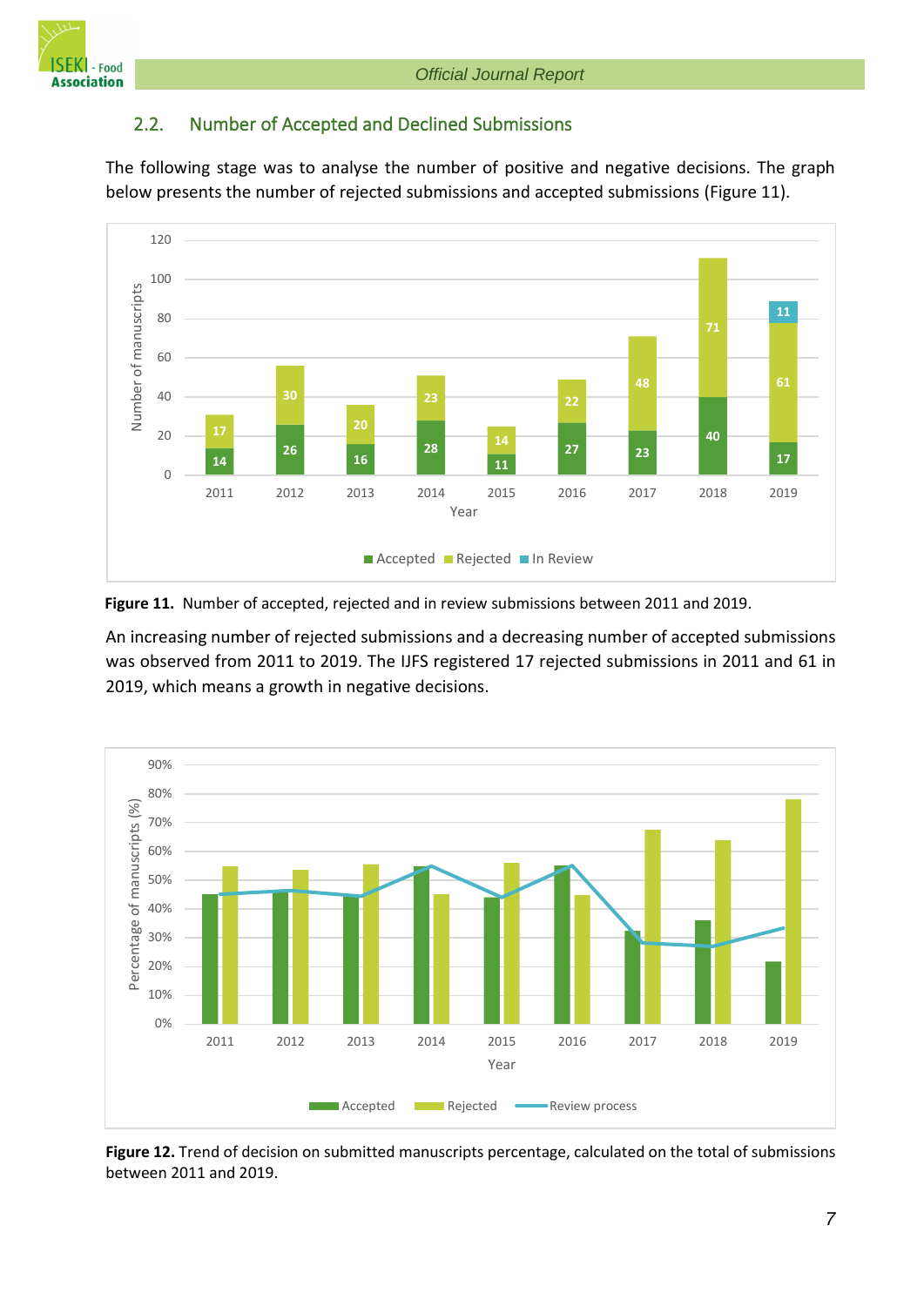## 2.2. Number of Accepted and Declined Submissions

The following stage was to analyse the number of positive and negative decisions. The graph below presents the number of rejected submissions and accepted submissions (Figure 11).

**Figure 11.** Number of accepted, rejected and in review submissions between 2011 and 2019.

An increasing number of rejected submissions and a decreasing number of accepted submissions was observed from 2011 to 2019. The IJFS registered 17 rejected submissions in 2011 and 61 in 2019, which means a growth in negative decisions.

**Figure 12.** Trend of decision on submitted manuscripts percentage, calculated on the total of submissions between 2011 and 2019.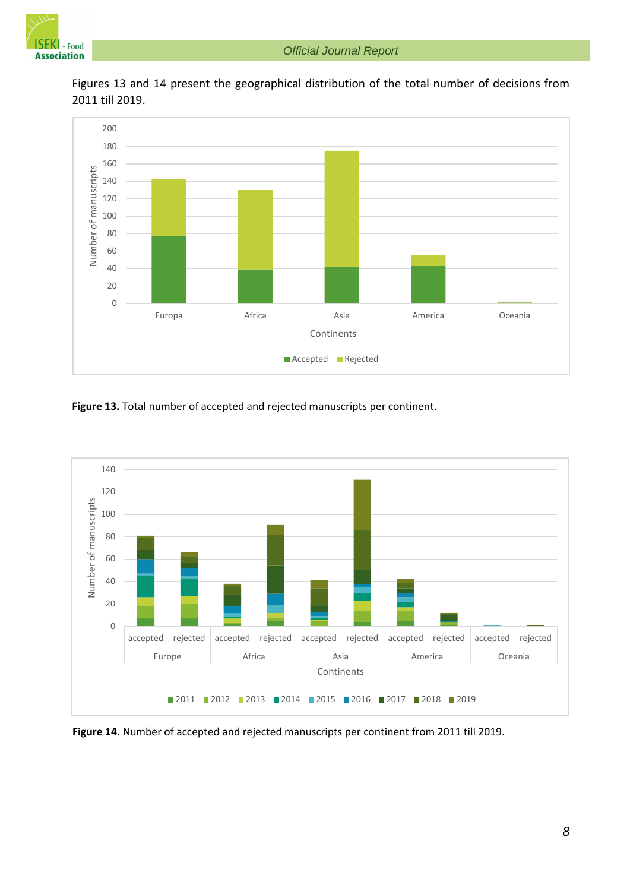Figures 13 and 14 present the geographical distribution of the total number of decisions from 2011 till 2019.

**Figure 13.** Total number of accepted and rejected manuscripts per continent.

**Figure 14.** Number of accepted and rejected manuscripts per continent from 2011 till 2019.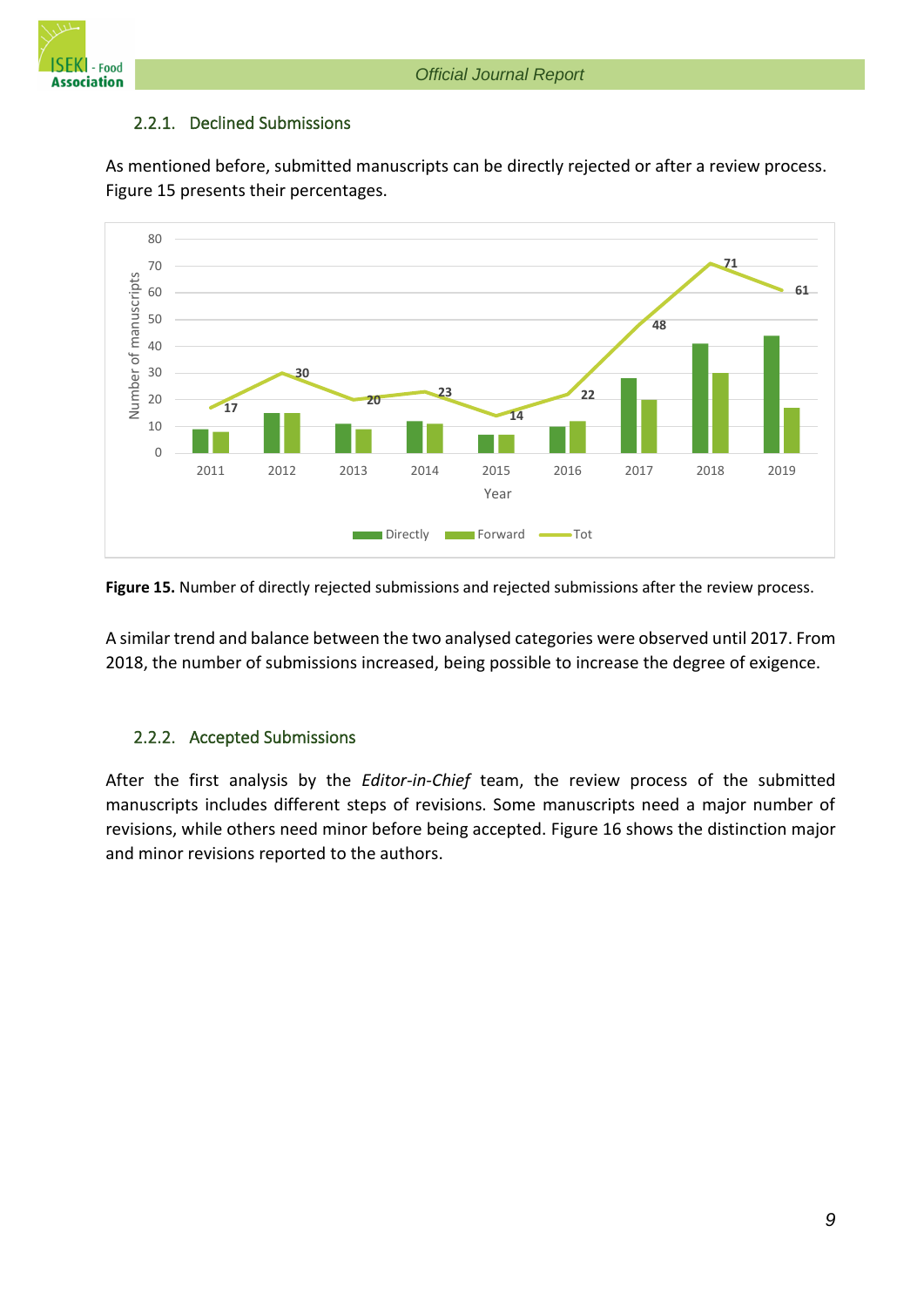### 2.2.1. Declined Submissions

As mentioned before, submitted manuscripts can be directly rejected or after a review process. Figure 15 presents their percentages.

**Figure 15.** Number of directly rejected submissions and rejected submissions after the review process.

A similar trend and balance between the two analysed categories were observed until 2017. From 2018, the number of submissions increased, being possible to increase the degree of exigence.

### 2.2.2. Accepted Submissions

After the first analysis by the *Editor-in-Chief* team, the review process of the submitted manuscripts includes different steps of revisions. Some manuscripts need a major number of revisions, while others need minor before being accepted. Figure 16 shows the distinction major and minor revisions reported to the authors.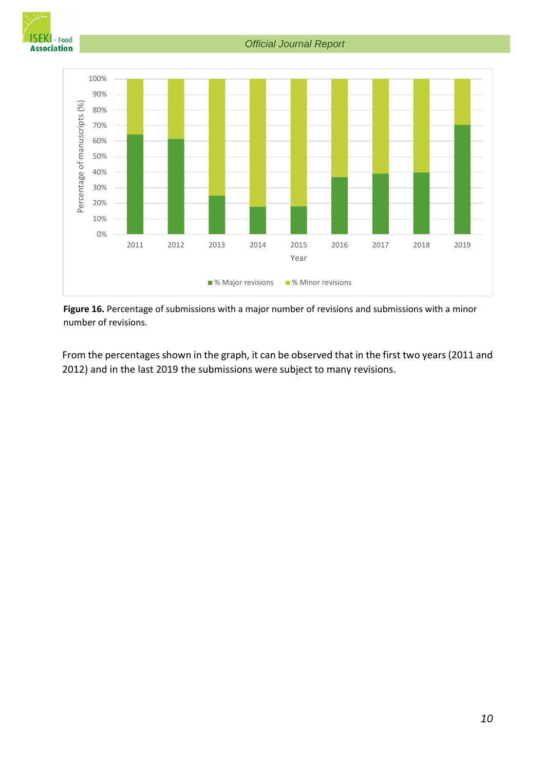**Figure 16.** Percentage of submissions with a major number of revisions and submissions with a minor number of revisions.

From the percentages shown in the graph, it can be observed that in the first two years (2011 and 2012) and in the last 2019 the submissions were subject to many revisions.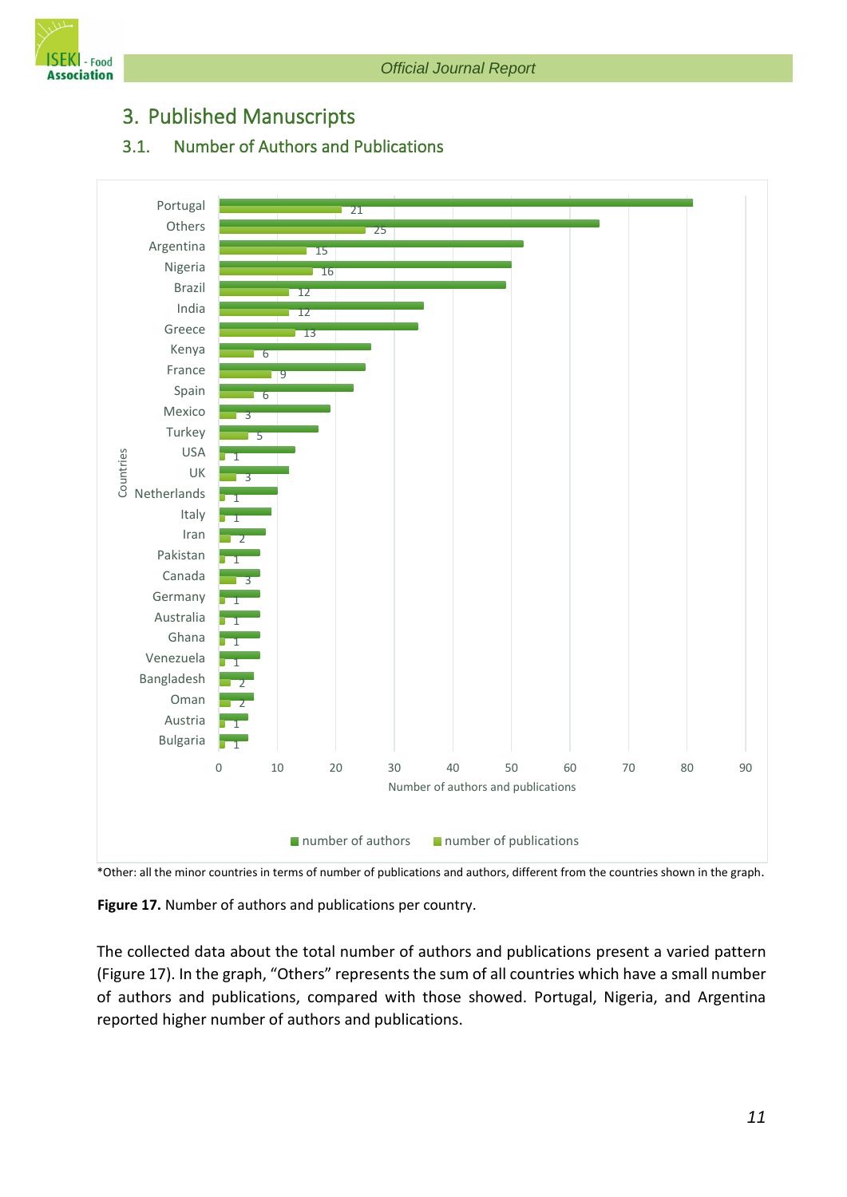## 3. Published Manuscripts

### 3.1. Number of Authors and Publications

*Other: all the minor countries in terms of number of publications and authors, different from the countries shown in the graph.

**Figure 17.** Number of authors and publications per country.

The collected data about the total number of authors and publications present a varied pattern (Figure 17). In the graph, "Others" represents the sum of all countries which have a small number of authors and publications, compared with those showed. Portugal, Nigeria, and Argentina reported higher number of authors and publications.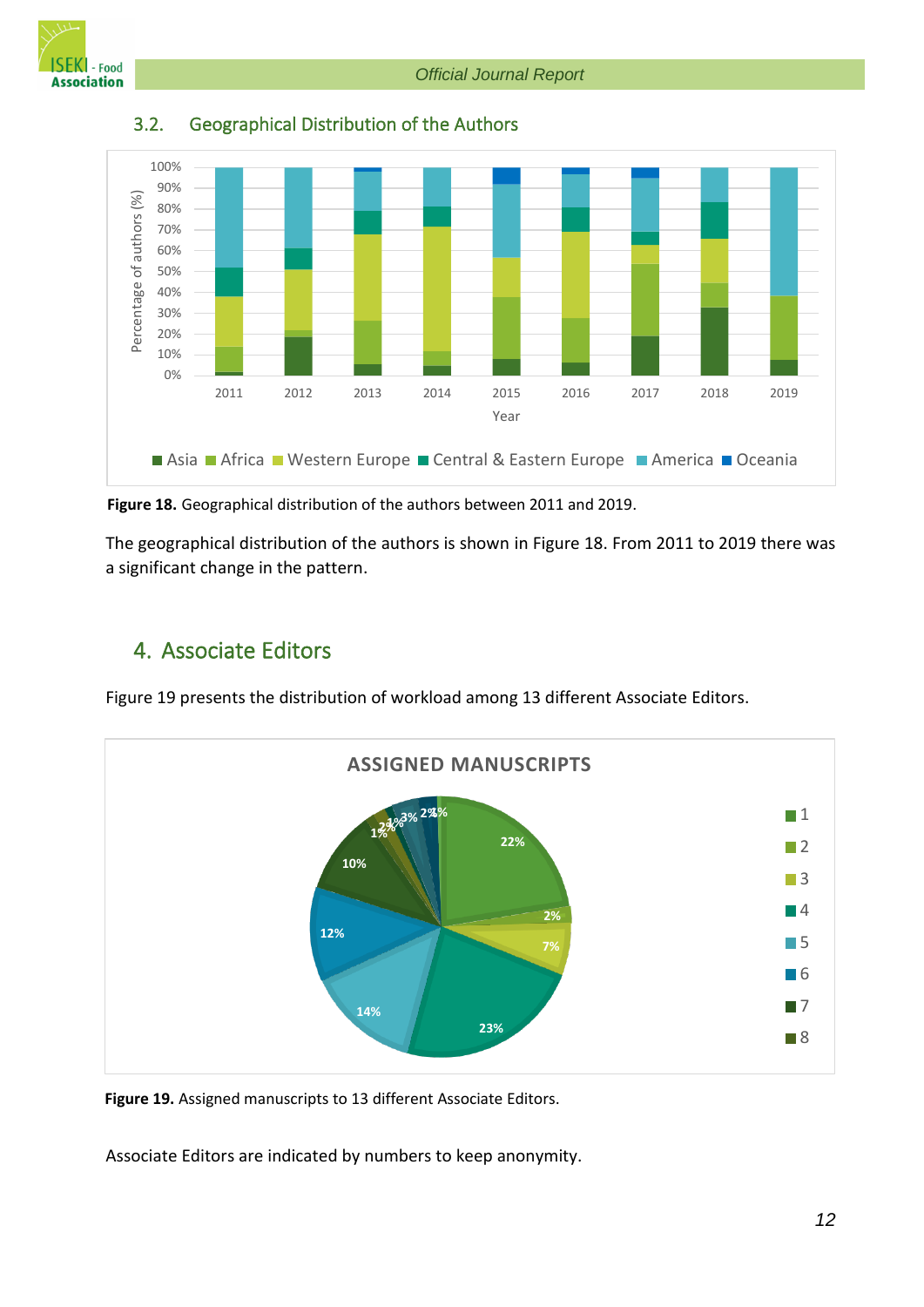### 3.2. Geographical Distribution of the Authors

**Figure 18.** Geographical distribution of the authors between 2011 and 2019.

The geographical distribution of the authors is shown in Figure 18. From 2011 to 2019 there was a significant change in the pattern.

## 4. Associate Editors

Figure 19 presents the distribution of workload among 13 different Associate Editors.

**Figure 19.** Assigned manuscripts to 13 different Associate Editors.

Associate Editors are indicated by numbers to keep anonymity.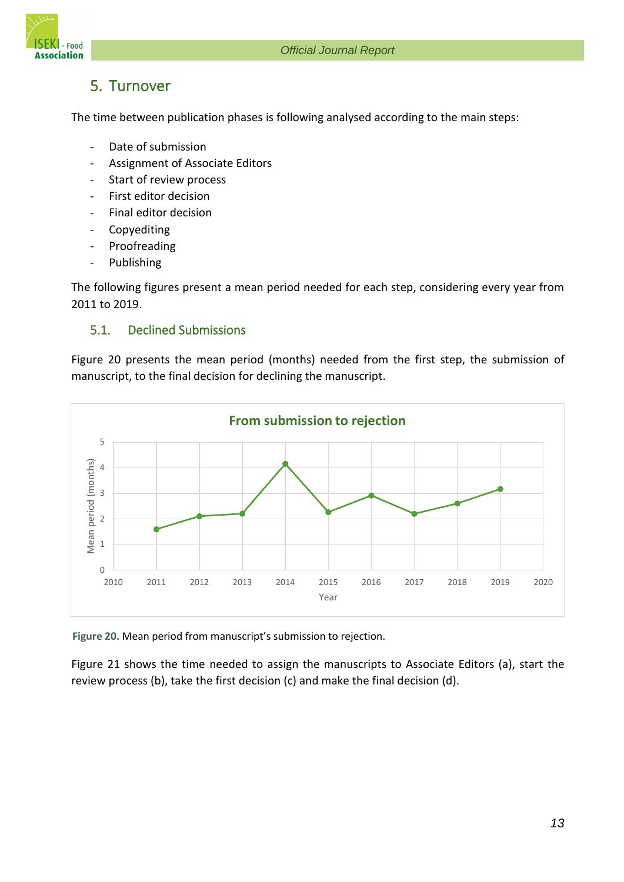## 5. Turnover

The time between publication phases is following analysed according to the main steps:

- Date of submission
- Assignment of Associate Editors
- Start of review process
- First editor decision
- Final editor decision
- Copyediting
- Proofreading
- Publishing

The following figures present a mean period needed for each step, considering every year from 2011 to 2019.

### 5.1. Declined Submissions

Figure 20 presents the mean period (months) needed from the first step, the submission of manuscript, to the final decision for declining the manuscript.

**Figure 20.** Mean period from manuscript's submission to rejection.

Figure 21 shows the time needed to assign the manuscripts to Associate Editors (a), start the review process (b), take the first decision (c) and make the final decision (d).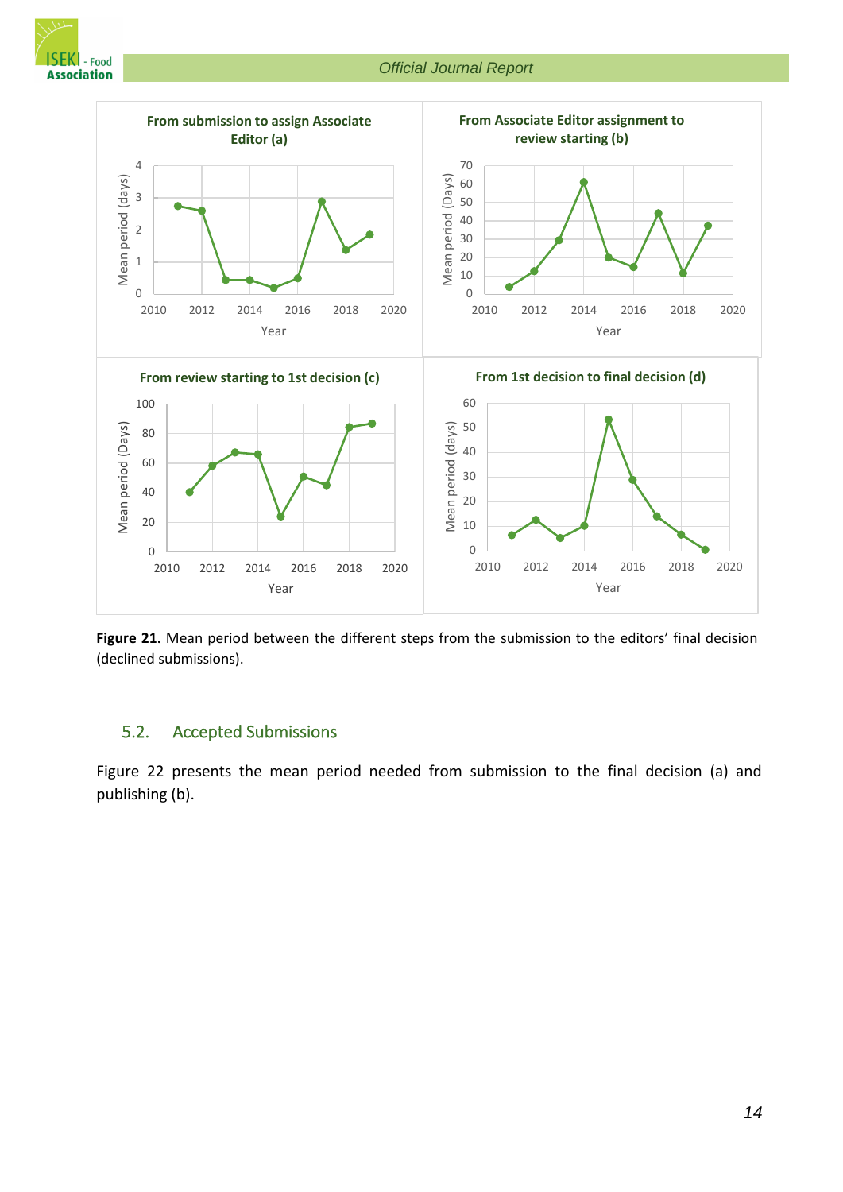**Figure 21.** Mean period between the different steps from the submission to the editors' final decision (declined submissions).

## 5.2. Accepted Submissions

Figure 22 presents the mean period needed from submission to the final decision (a) and publishing (b).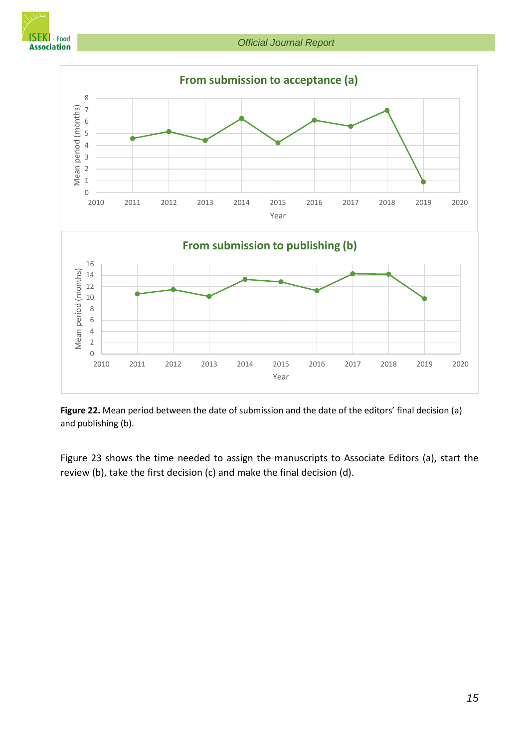**Figure 22.** Mean period between the date of submission and the date of the editors' final decision (a) and publishing (b).

Figure 23 shows the time needed to assign the manuscripts to Associate Editors (a), start the review (b), take the first decision (c) and make the final decision (d).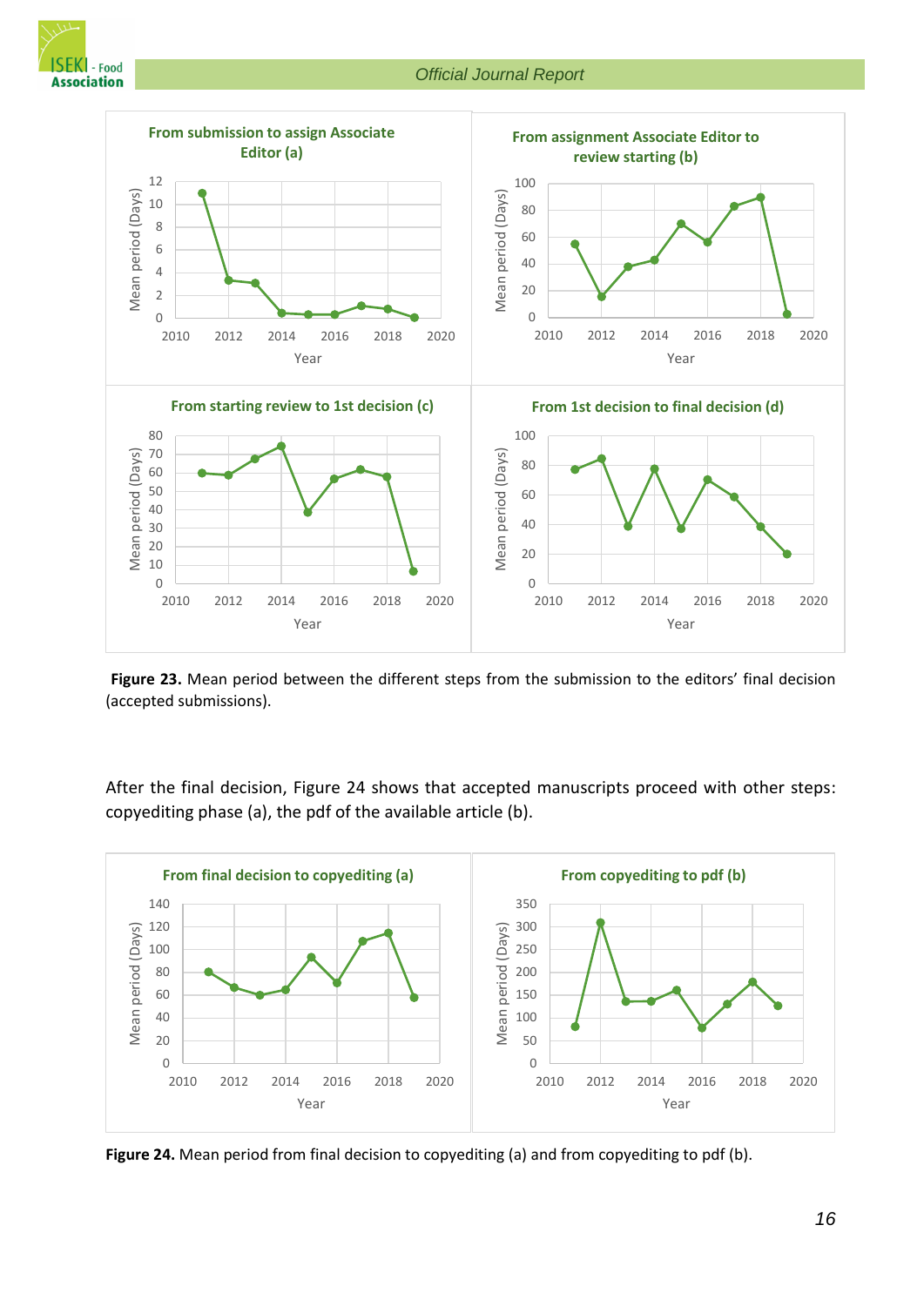**Figure 23.** Mean period between the different steps from the submission to the editors' final decision (accepted submissions).

After the final decision, Figure 24 shows that accepted manuscripts proceed with other steps: copyediting phase (a), the pdf of the available article (b).

**Figure 24.** Mean period from final decision to copyediting (a) and from copyediting to pdf (b).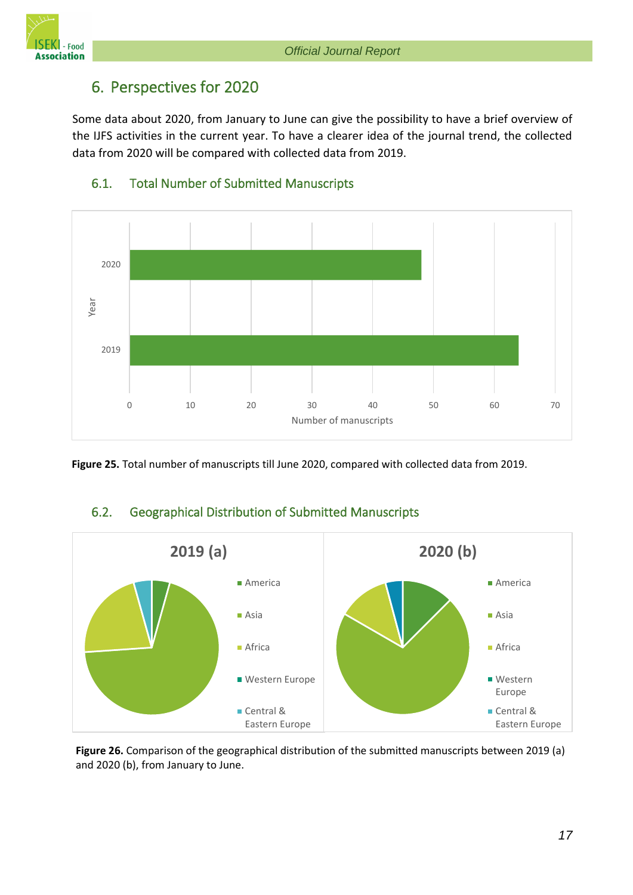## 6. Perspectives for 2020

Some data about 2020, from January to June can give the possibility to have a brief overview of the IJFS activities in the current year. To have a clearer idea of the journal trend, the collected data from 2020 will be compared with collected data from 2019.

### 6.1. Total Number of Submitted Manuscripts

**Figure 25.** Total number of manuscripts till June 2020, compared with collected data from 2019.

### 6.2. Geographical Distribution of Submitted Manuscripts

**Figure 26.** Comparison of the geographical distribution of the submitted manuscripts between 2019 (a) and 2020 (b), from January to June.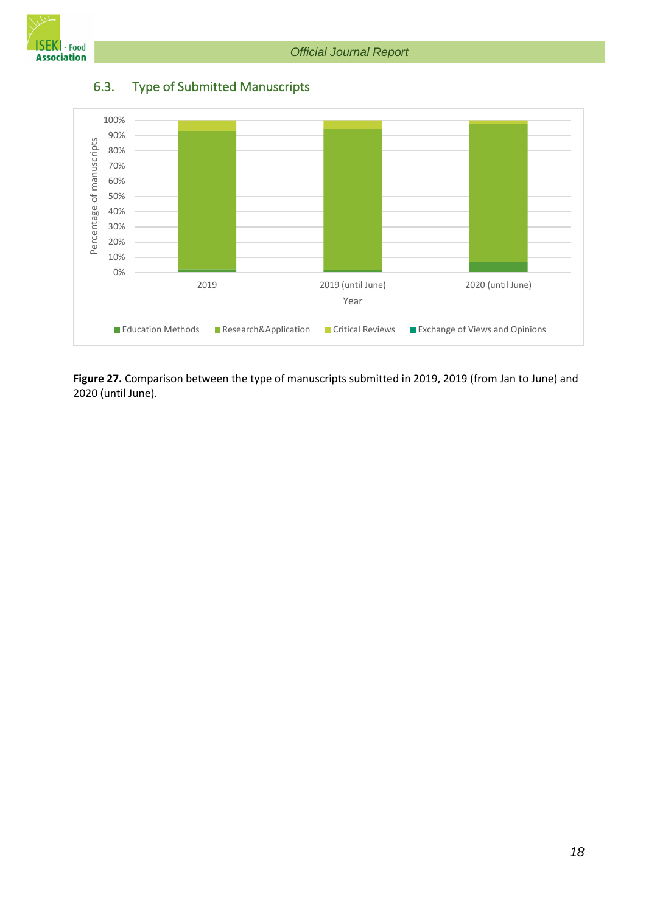### 6.3. Type of Submitted Manuscripts

Percentage of manuscripts

100%
90%
80%
70%
60%
50%
40%
30%
20%
10%
0%

2019
2019 (until June)
2020 (until June)

Year

Education Methods
Research&Application
Critical Reviews
Exchange of Views and Opinions

**Figure 27.** Comparison between the type of manuscripts submitted in 2019, 2019 (from Jan to June) and 2020 (until June).